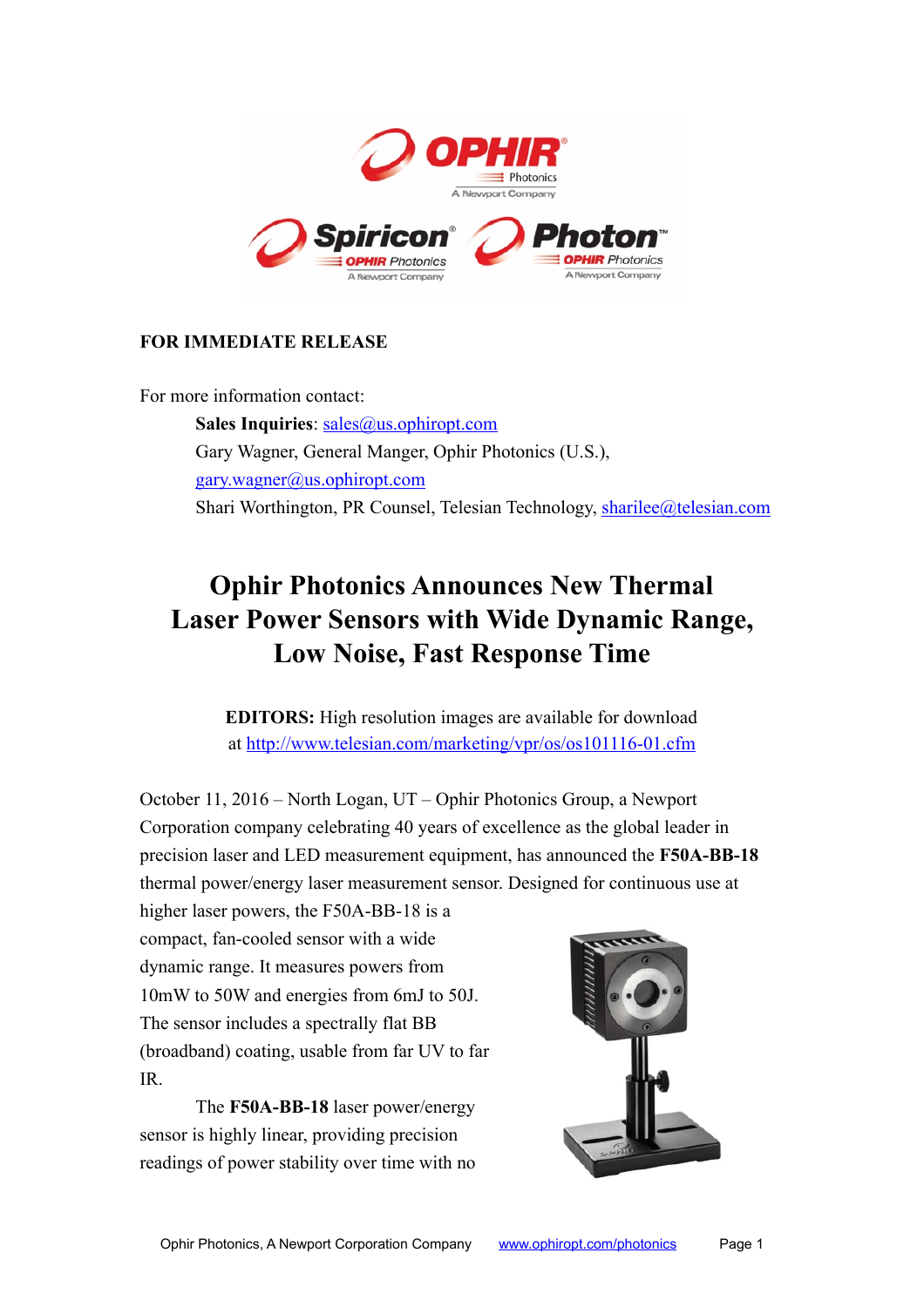**FOR IMMEDIATE RELEASE**

For more information contact:

**Sales Inquiries**: sales@us.ophiropt.com
Gary Wagner, General Manger, Ophir Photonics (U.S.), gary.wagner@us.ophiropt.com
Shari Worthington, PR Counsel, Telesian Technology, sharilee@telesian.com

# Ophir Photonics Announces New Thermal Laser Power Sensors with Wide Dynamic Range, Low Noise, Fast Response Time

**EDITORS:** High resolution images are available for download at http://www.telesian.com/marketing/vpr/os/os101116-01.cfm

October 11, 2016 – North Logan, UT – Ophir Photonics Group, a Newport Corporation company celebrating 40 years of excellence as the global leader in precision laser and LED measurement equipment, has announced the **F50A-BB-18** thermal power/energy laser measurement sensor. Designed for continuous use at higher laser powers, the F50A-BB-18 is a compact, fan-cooled sensor with a wide dynamic range. It measures powers from 10mW to 50W and energies from 6mJ to 50J. The sensor includes a spectrally flat BB (broadband) coating, usable from far UV to far IR.

The **F50A-BB-18** laser power/energy sensor is highly linear, providing precision readings of power stability over time with no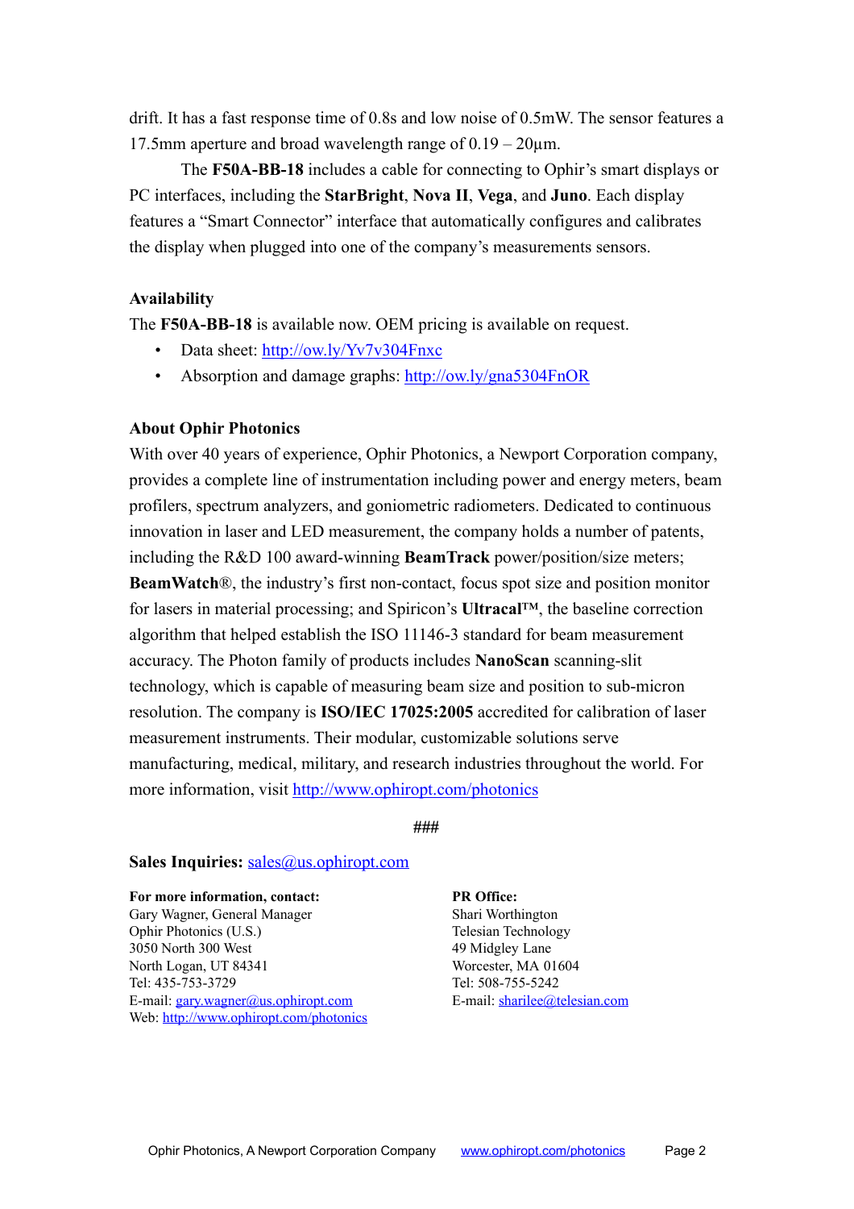drift. It has a fast response time of 0.8s and low noise of 0.5mW. The sensor features a 17.5mm aperture and broad wavelength range of 0.19 – 20µm.

The **F50A-BB-18** includes a cable for connecting to Ophir's smart displays or PC interfaces, including the **StarBright**, **Nova II**, **Vega**, and **Juno**. Each display features a "Smart Connector" interface that automatically configures and calibrates the display when plugged into one of the company's measurements sensors.

**Availability**

The **F50A-BB-18** is available now. OEM pricing is available on request.

- Data sheet: http://ow.ly/Yv7v304Fnxc
- Absorption and damage graphs: http://ow.ly/gna5304FnOR

**About Ophir Photonics**

With over 40 years of experience, Ophir Photonics, a Newport Corporation company, provides a complete line of instrumentation including power and energy meters, beam profilers, spectrum analyzers, and goniometric radiometers. Dedicated to continuous innovation in laser and LED measurement, the company holds a number of patents, including the R&D 100 award-winning **BeamTrack** power/position/size meters; **BeamWatch**®, the industry's first non-contact, focus spot size and position monitor for lasers in material processing; and Spiricon's **Ultracal**™, the baseline correction algorithm that helped establish the ISO 11146-3 standard for beam measurement accuracy. The Photon family of products includes **NanoScan** scanning-slit technology, which is capable of measuring beam size and position to sub-micron resolution. The company is **ISO/IEC 17025:2005** accredited for calibration of laser measurement instruments. Their modular, customizable solutions serve manufacturing, medical, military, and research industries throughout the world. For more information, visit http://www.ophiropt.com/photonics

###

**Sales Inquiries:** sales@us.ophiropt.com

**For more information, contact:**
Gary Wagner, General Manager
Ophir Photonics (U.S.)
3050 North 300 West
North Logan, UT 84341
Tel: 435-753-3729
E-mail: gary.wagner@us.ophiropt.com
Web: http://www.ophiropt.com/photonics

**PR Office:**
Shari Worthington
Telesian Technology
49 Midgley Lane
Worcester, MA 01604
Tel: 508-755-5242
E-mail: sharilee@telesian.com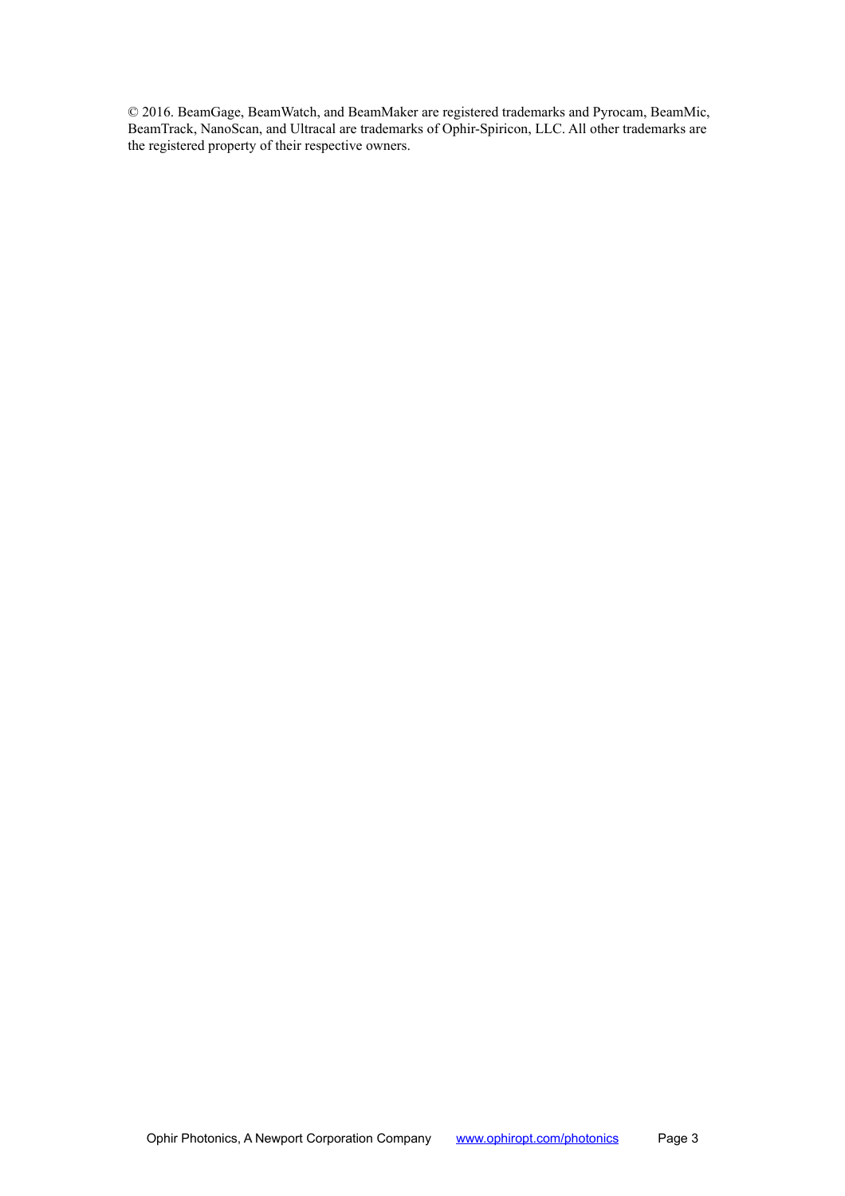© 2016. BeamGage, BeamWatch, and BeamMaker are registered trademarks and Pyrocam, BeamMic, BeamTrack, NanoScan, and Ultracal are trademarks of Ophir-Spiricon, LLC. All other trademarks are the registered property of their respective owners.